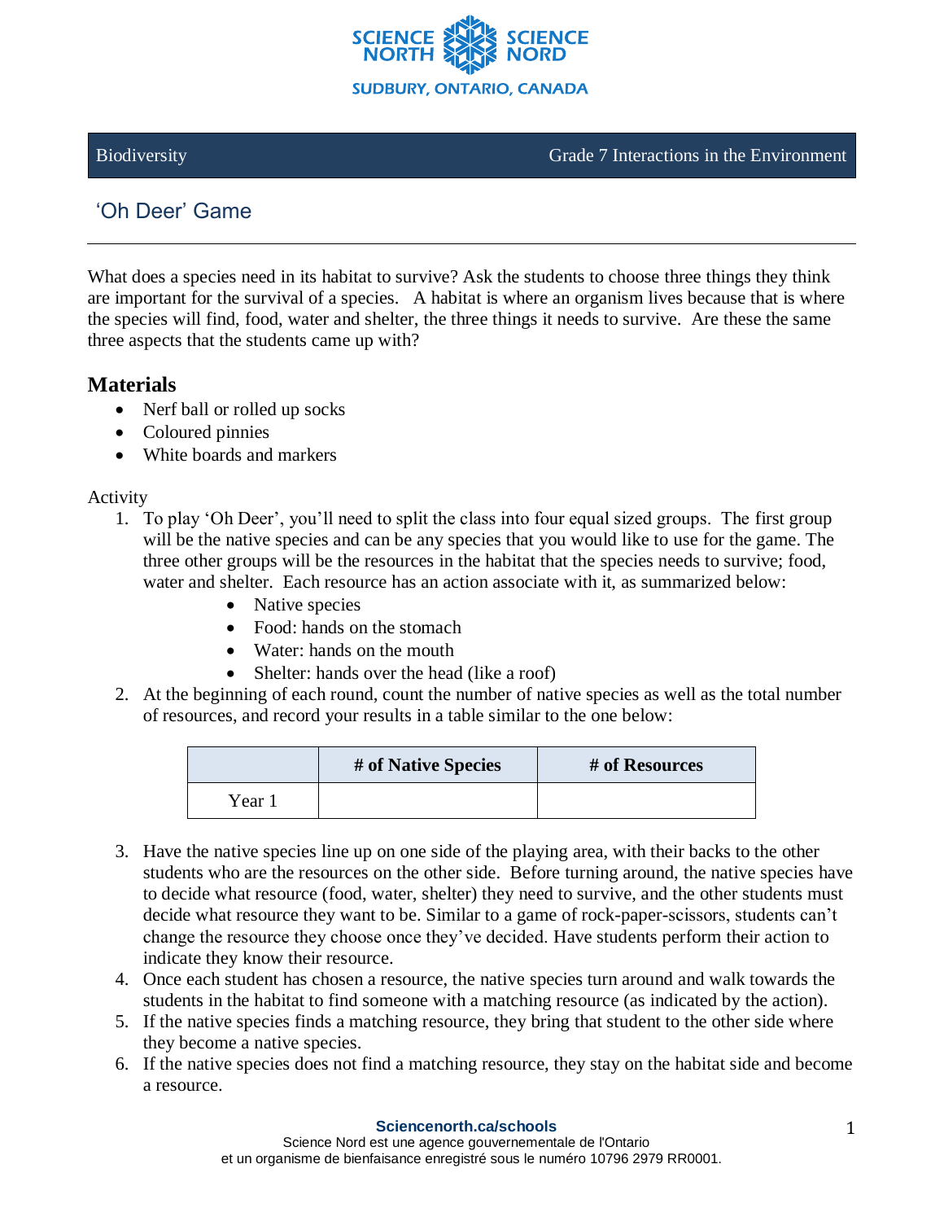| Biodiversity | Grade 7 Interactions in the Environment |
|---|---|

# 'Oh Deer' Game

What does a species need in its habitat to survive? Ask the students to choose three things they think are important for the survival of a species. A habitat is where an organism lives because that is where the species will find, food, water and shelter, the three things it needs to survive. Are these the same three aspects that the students came up with?

## Materials

- Nerf ball or rolled up socks
- Coloured pinnies
- White boards and markers

Activity

1. To play 'Oh Deer', you'll need to split the class into four equal sized groups. The first group will be the native species and can be any species that you would like to use for the game. The three other groups will be the resources in the habitat that the species needs to survive; food, water and shelter. Each resource has an action associate with it, as summarized below:
   - Native species
   - Food: hands on the stomach
   - Water: hands on the mouth
   - Shelter: hands over the head (like a roof)
2. At the beginning of each round, count the number of native species as well as the total number of resources, and record your results in a table similar to the one below:

| | # of Native Species | # of Resources |
|---|---|---|
| Year 1 | | |

3. Have the native species line up on one side of the playing area, with their backs to the other students who are the resources on the other side. Before turning around, the native species have to decide what resource (food, water, shelter) they need to survive, and the other students must decide what resource they want to be. Similar to a game of rock-paper-scissors, students can't change the resource they choose once they've decided. Have students perform their action to indicate they know their resource.
4. Once each student has chosen a resource, the native species turn around and walk towards the students in the habitat to find someone with a matching resource (as indicated by the action).
5. If the native species finds a matching resource, they bring that student to the other side where they become a native species.
6. If the native species does not find a matching resource, they stay on the habitat side and become a resource.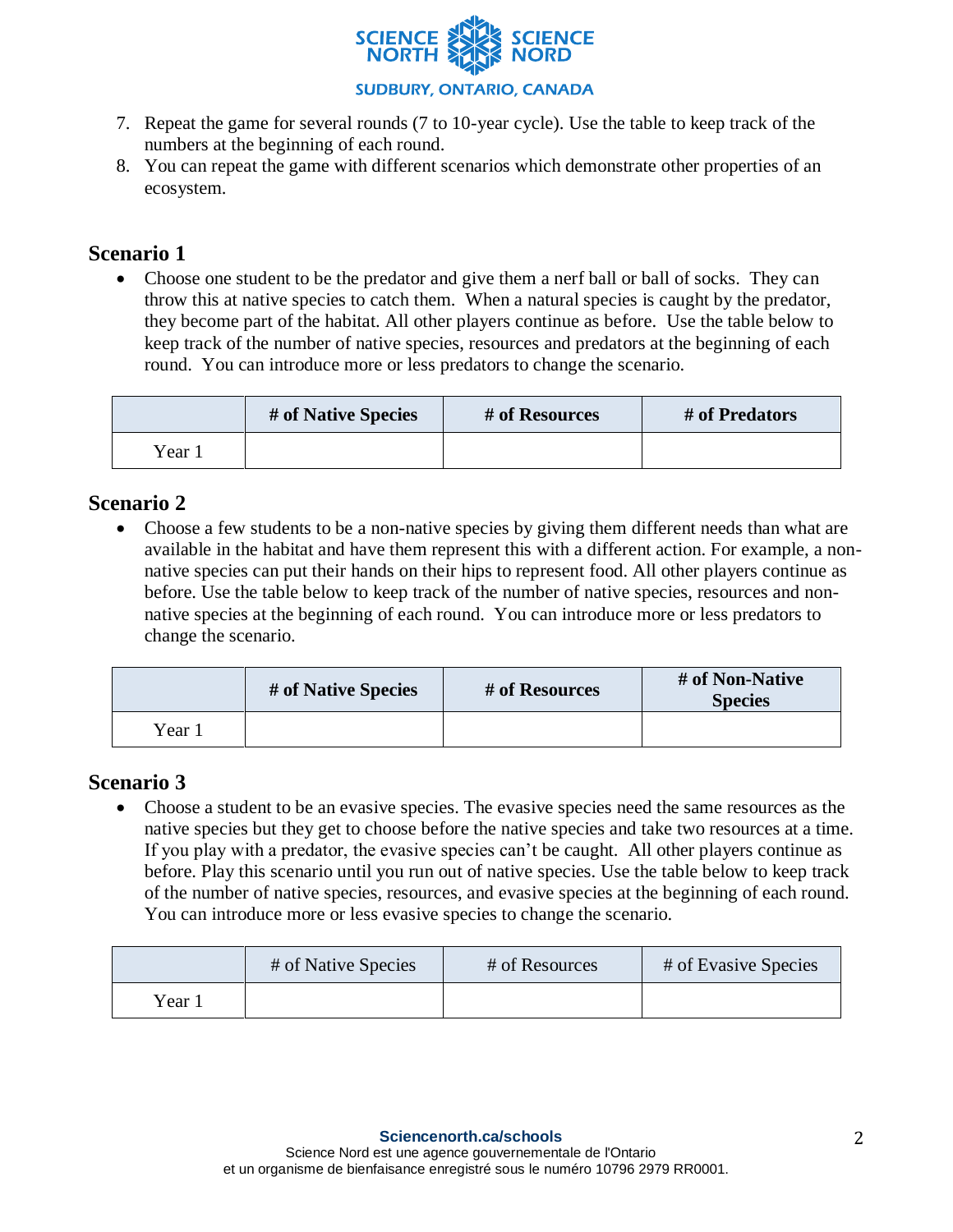7. Repeat the game for several rounds (7 to 10-year cycle). Use the table to keep track of the numbers at the beginning of each round.
8. You can repeat the game with different scenarios which demonstrate other properties of an ecosystem.

## Scenario 1

- Choose one student to be the predator and give them a nerf ball or ball of socks. They can throw this at native species to catch them. When a natural species is caught by the predator, they become part of the habitat. All other players continue as before. Use the table below to keep track of the number of native species, resources and predators at the beginning of each round. You can introduce more or less predators to change the scenario.

| | # of Native Species | # of Resources | # of Predators |
|---|---|---|---|
| Year 1 | | | |

## Scenario 2

- Choose a few students to be a non-native species by giving them different needs than what are available in the habitat and have them represent this with a different action. For example, a non-native species can put their hands on their hips to represent food. All other players continue as before. Use the table below to keep track of the number of native species, resources and non-native species at the beginning of each round. You can introduce more or less predators to change the scenario.

| | # of Native Species | # of Resources | # of Non-Native Species |
|---|---|---|---|
| Year 1 | | | |

## Scenario 3

- Choose a student to be an evasive species. The evasive species need the same resources as the native species but they get to choose before the native species and take two resources at a time. If you play with a predator, the evasive species can't be caught. All other players continue as before. Play this scenario until you run out of native species. Use the table below to keep track of the number of native species, resources, and evasive species at the beginning of each round. You can introduce more or less evasive species to change the scenario.

| | # of Native Species | # of Resources | # of Evasive Species |
|---|---|---|---|
| Year 1 | | | |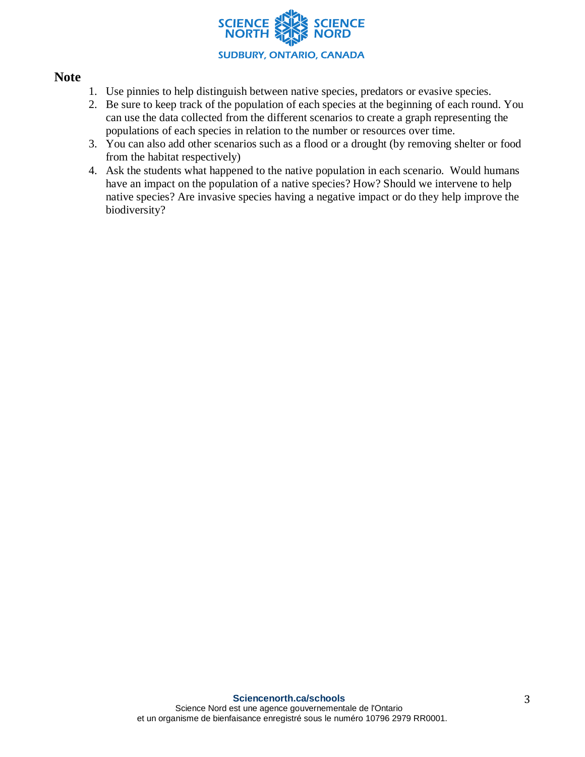## Note

1. Use pinnies to help distinguish between native species, predators or evasive species.
2. Be sure to keep track of the population of each species at the beginning of each round. You can use the data collected from the different scenarios to create a graph representing the populations of each species in relation to the number or resources over time.
3. You can also add other scenarios such as a flood or a drought (by removing shelter or food from the habitat respectively)
4. Ask the students what happened to the native population in each scenario. Would humans have an impact on the population of a native species? How? Should we intervene to help native species? Are invasive species having a negative impact or do they help improve the biodiversity?